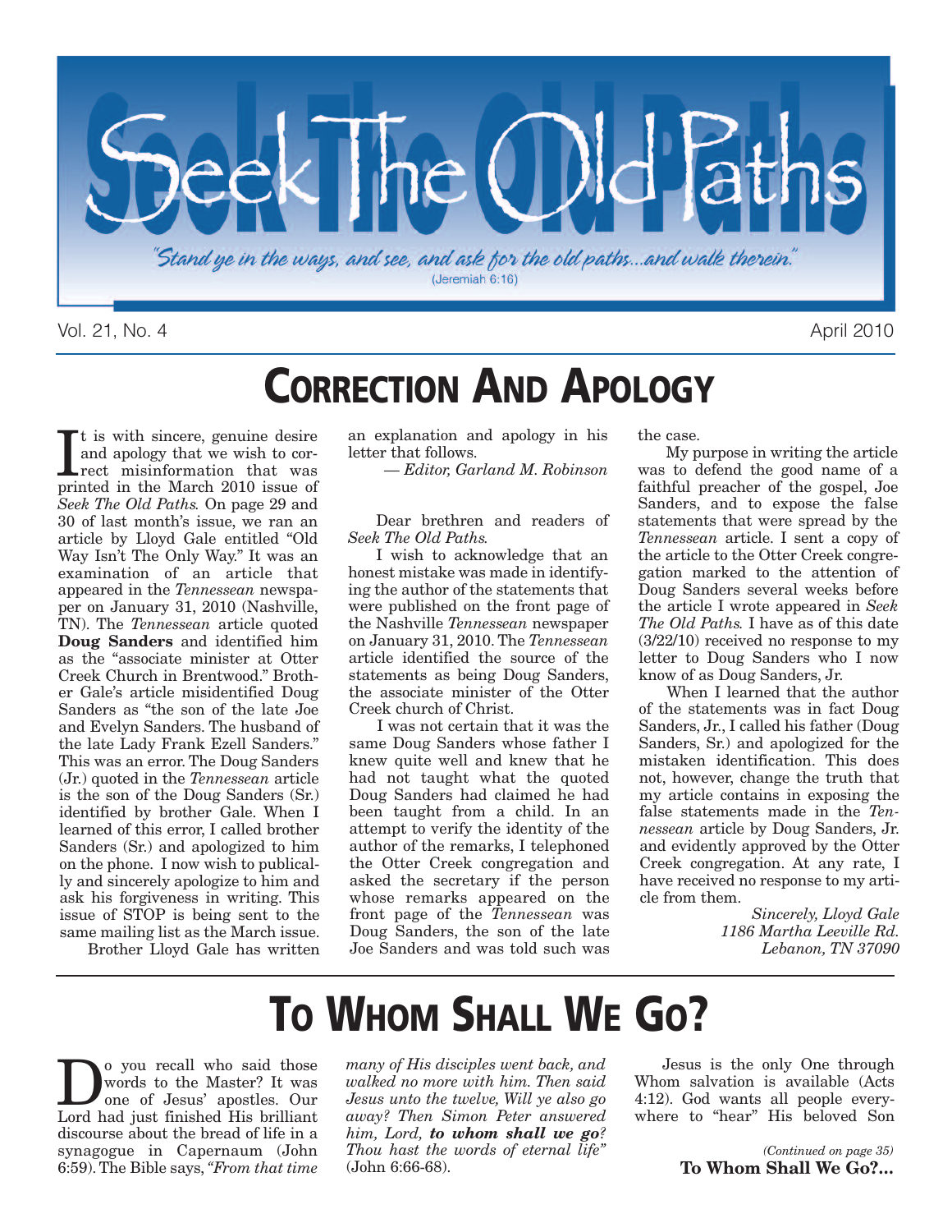# Seek The Old Paths

*"Stand ye in the ways, and see, and ask for the old paths...and walk therein."*
(Jeremiah 6:16)

Vol. 21, No. 4 April 2010

## CORRECTION AND APOLOGY

It is with sincere, genuine desire and apology that we wish to correct misinformation that was printed in the March 2010 issue of *Seek The Old Paths.* On page 29 and 30 of last month's issue, we ran an article by Lloyd Gale entitled "Old Way Isn't The Only Way." It was an examination of an article that appeared in the *Tennessean* newspaper on January 31, 2010 (Nashville, TN). The *Tennessean* article quoted **Doug Sanders** and identified him as the "associate minister at Otter Creek Church in Brentwood." Brother Gale's article misidentified Doug Sanders as "the son of the late Joe and Evelyn Sanders. The husband of the late Lady Frank Ezell Sanders." This was an error. The Doug Sanders (Jr.) quoted in the *Tennessean* article is the son of the Doug Sanders (Sr.) identified by brother Gale. When I learned of this error, I called brother Sanders (Sr.) and apologized to him on the phone. I now wish to publically and sincerely apologize to him and ask his forgiveness in writing. This issue of STOP is being sent to the same mailing list as the March issue.

Brother Lloyd Gale has written an explanation and apology in his letter that follows.

*— Editor, Garland M. Robinson*

Dear brethren and readers of *Seek The Old Paths.*

I wish to acknowledge that an honest mistake was made in identifying the author of the statements that were published on the front page of the Nashville *Tennessean* newspaper on January 31, 2010. The *Tennessean* article identified the source of the statements as being Doug Sanders, the associate minister of the Otter Creek church of Christ.

I was not certain that it was the same Doug Sanders whose father I knew quite well and knew that he had not taught what the quoted Doug Sanders had claimed he had been taught from a child. In an attempt to verify the identity of the author of the remarks, I telephoned the Otter Creek congregation and asked the secretary if the person whose remarks appeared on the front page of the *Tennessean* was Doug Sanders, the son of the late Joe Sanders and was told such was the case.

My purpose in writing the article was to defend the good name of a faithful preacher of the gospel, Joe Sanders, and to expose the false statements that were spread by the *Tennessean* article. I sent a copy of the article to the Otter Creek congregation marked to the attention of Doug Sanders several weeks before the article I wrote appeared in *Seek The Old Paths.* I have as of this date (3/22/10) received no response to my letter to Doug Sanders who I now know of as Doug Sanders, Jr.

When I learned that the author of the statements was in fact Doug Sanders, Jr., I called his father (Doug Sanders, Sr.) and apologized for the mistaken identification. This does not, however, change the truth that my article contains in exposing the false statements made in the *Tennessean* article by Doug Sanders, Jr. and evidently approved by the Otter Creek congregation. At any rate, I have received no response to my article from them.

*Sincerely, Lloyd Gale*
*1186 Martha Leeville Rd.*
*Lebanon, TN 37090*

## TO WHOM SHALL WE GO?

Do you recall who said those words to the Master? It was one of Jesus' apostles. Our Lord had just finished His brilliant discourse about the bread of life in a synagogue in Capernaum (John 6:59). The Bible says, *"From that time many of His disciples went back, and walked no more with him. Then said Jesus unto the twelve, Will ye also go away? Then Simon Peter answered him, Lord, **to whom shall we go**? Thou hast the words of eternal life"* (John 6:66-68).

Jesus is the only One through Whom salvation is available (Acts 4:12). God wants all people everywhere to "hear" His beloved Son

*(Continued on page 35)*
**To Whom Shall We Go?...**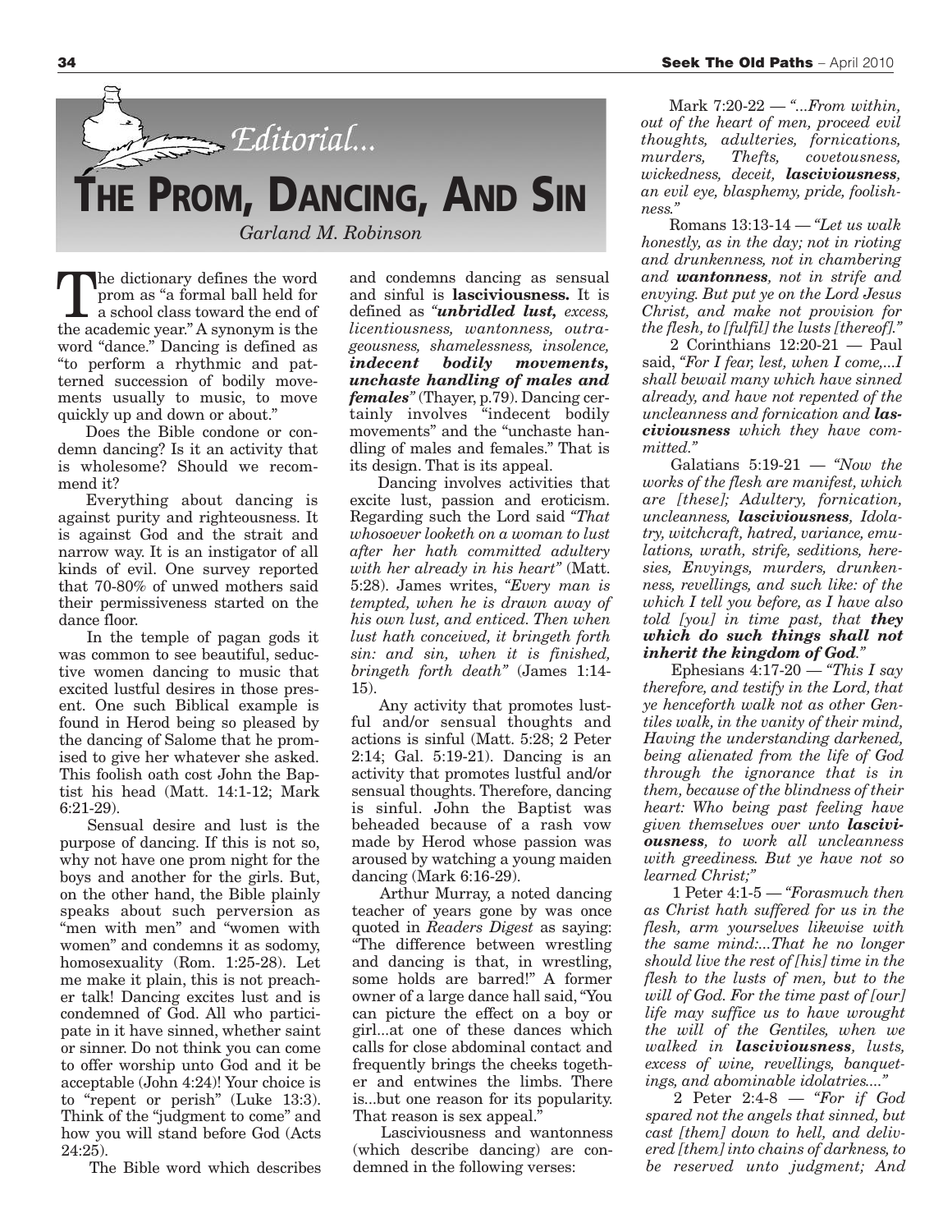*Editorial...*

# THE PROM, DANCING, AND SIN

*Garland M. Robinson*

The dictionary defines the word prom as "a formal ball held for a school class toward the end of the academic year." A synonym is the word "dance." Dancing is defined as "to perform a rhythmic and patterned succession of bodily movements usually to music, to move quickly up and down or about."

Does the Bible condone or condemn dancing? Is it an activity that is wholesome? Should we recommend it?

Everything about dancing is against purity and righteousness. It is against God and the strait and narrow way. It is an instigator of all kinds of evil. One survey reported that 70-80% of unwed mothers said their permissiveness started on the dance floor.

In the temple of pagan gods it was common to see beautiful, seductive women dancing to music that excited lustful desires in those present. One such Biblical example is found in Herod being so pleased by the dancing of Salome that he promised to give her whatever she asked. This foolish oath cost John the Baptist his head (Matt. 14:1-12; Mark 6:21-29).

Sensual desire and lust is the purpose of dancing. If this is not so, why not have one prom night for the boys and another for the girls. But, on the other hand, the Bible plainly speaks about such perversion as "men with men" and "women with women" and condemns it as sodomy, homosexuality (Rom. 1:25-28). Let me make it plain, this is not preacher talk! Dancing excites lust and is condemned of God. All who participate in it have sinned, whether saint or sinner. Do not think you can come to offer worship unto God and it be acceptable (John 4:24)! Your choice is to "repent or perish" (Luke 13:3). Think of the "judgment to come" and how you will stand before God (Acts 24:25).

The Bible word which describes and condemns dancing as sensual and sinful is **lasciviousness.** It is defined as *"**unbridled lust,** excess, licentiousness, wantonness, outrageousness, shamelessness, insolence, **indecent bodily movements, unchaste handling of males and females**"* (Thayer, p.79). Dancing certainly involves "indecent bodily movements" and the "unchaste handling of males and females." That is its design. That is its appeal.

Dancing involves activities that excite lust, passion and eroticism. Regarding such the Lord said *"That whosoever looketh on a woman to lust after her hath committed adultery with her already in his heart"* (Matt. 5:28). James writes, *"Every man is tempted, when he is drawn away of his own lust, and enticed. Then when lust hath conceived, it bringeth forth sin: and sin, when it is finished, bringeth forth death"* (James 1:14-15).

Any activity that promotes lustful and/or sensual thoughts and actions is sinful (Matt. 5:28; 2 Peter 2:14; Gal. 5:19-21). Dancing is an activity that promotes lustful and/or sensual thoughts. Therefore, dancing is sinful. John the Baptist was beheaded because of a rash vow made by Herod whose passion was aroused by watching a young maiden dancing (Mark 6:16-29).

Arthur Murray, a noted dancing teacher of years gone by was once quoted in *Readers Digest* as saying: "The difference between wrestling and dancing is that, in wrestling, some holds are barred!" A former owner of a large dance hall said, "You can picture the effect on a boy or girl...at one of these dances which calls for close abdominal contact and frequently brings the cheeks together and entwines the limbs. There is...but one reason for its popularity. That reason is sex appeal."

Lasciviousness and wantonness (which describe dancing) are condemned in the following verses:

Mark 7:20-22 — *"...From within, out of the heart of men, proceed evil thoughts, adulteries, fornications, murders, Thefts, covetousness, wickedness, deceit, **lasciviousness**, an evil eye, blasphemy, pride, foolishness."*

Romans 13:13-14 — *"Let us walk honestly, as in the day; not in rioting and drunkenness, not in chambering and **wantonness**, not in strife and envying. But put ye on the Lord Jesus Christ, and make not provision for the flesh, to [fulfil] the lusts [thereof]."*

2 Corinthians 12:20-21 — Paul said, *"For I fear, lest, when I come,...I shall bewail many which have sinned already, and have not repented of the uncleanness and fornication and **lasciviousness** which they have committed."*

Galatians 5:19-21 — *"Now the works of the flesh are manifest, which are [these]; Adultery, fornication, uncleanness, **lasciviousness**, Idolatry, witchcraft, hatred, variance, emulations, wrath, strife, seditions, heresies, Envyings, murders, drunkenness, revellings, and such like: of the which I tell you before, as I have also told [you] in time past, that **they which do such things shall not inherit the kingdom of God**."*

Ephesians 4:17-20 — *"This I say therefore, and testify in the Lord, that ye henceforth walk not as other Gentiles walk, in the vanity of their mind, Having the understanding darkened, being alienated from the life of God through the ignorance that is in them, because of the blindness of their heart: Who being past feeling have given themselves over unto **lasciviousness**, to work all uncleanness with greediness. But ye have not so learned Christ;"*

1 Peter 4:1-5 — *"Forasmuch then as Christ hath suffered for us in the flesh, arm yourselves likewise with the same mind:...That he no longer should live the rest of [his] time in the flesh to the lusts of men, but to the will of God. For the time past of [our] life may suffice us to have wrought the will of the Gentiles, when we walked in **lasciviousness**, lusts, excess of wine, revellings, banquetings, and abominable idolatries...."*

2 Peter 2:4-8 — *"For if God spared not the angels that sinned, but cast [them] down to hell, and delivered [them] into chains of darkness, to be reserved unto judgment; And*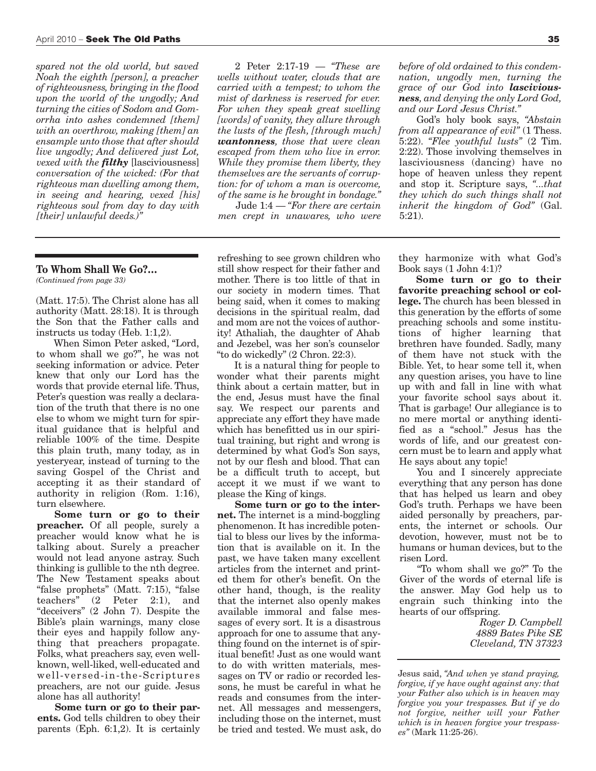*spared not the old world, but saved Noah the eighth [person], a preacher of righteousness, bringing in the flood upon the world of the ungodly; And turning the cities of Sodom and Gomorrha into ashes condemned [them] with an overthrow, making [them] an ensample unto those that after should live ungodly; And delivered just Lot, vexed with the* ***filthy*** *[lasciviousness] conversation of the wicked: (For that righteous man dwelling among them, in seeing and hearing, vexed [his] righteous soul from day to day with [their] unlawful deeds.)"*

2 Peter 2:17-19 — *"These are wells without water, clouds that are carried with a tempest; to whom the mist of darkness is reserved for ever. For when they speak great swelling [words] of vanity, they allure through the lusts of the flesh, [through much]* ***wantonness****, those that were clean escaped from them who live in error. While they promise them liberty, they themselves are the servants of corruption: for of whom a man is overcome, of the same is he brought in bondage."*

Jude 1:4 — *"For there are certain men crept in unawares, who were before of old ordained to this condemnation, ungodly men, turning the grace of our God into* ***lasciviousness****, and denying the only Lord God, and our Lord Jesus Christ."*

God's holy book says, *"Abstain from all appearance of evil"* (1 Thess. 5:22). *"Flee youthful lusts"* (2 Tim. 2:22). Those involving themselves in lasciviousness (dancing) have no hope of heaven unless they repent and stop it. Scripture says, *"...that they which do such things shall not inherit the kingdom of God"* (Gal. 5:21).

---

**To Whom Shall We Go?...**
*(Continued from page 33)*

(Matt. 17:5). The Christ alone has all authority (Matt. 28:18). It is through the Son that the Father calls and instructs us today (Heb. 1:1,2).

When Simon Peter asked, "Lord, to whom shall we go?", he was not seeking information or advice. Peter knew that only our Lord has the words that provide eternal life. Thus, Peter's question was really a declaration of the truth that there is no one else to whom we might turn for spiritual guidance that is helpful and reliable 100% of the time. Despite this plain truth, many today, as in yesteryear, instead of turning to the saving Gospel of the Christ and accepting it as their standard of authority in religion (Rom. 1:16), turn elsewhere.

**Some turn or go to their preacher.** Of all people, surely a preacher would know what he is talking about. Surely a preacher would not lead anyone astray. Such thinking is gullible to the nth degree. The New Testament speaks about "false prophets" (Matt. 7:15), "false teachers" (2 Peter 2:1), and "deceivers" (2 John 7). Despite the Bible's plain warnings, many close their eyes and happily follow anything that preachers propagate. Folks, what preachers say, even well-known, well-liked, well-educated and well-versed-in-the-Scriptures preachers, are not our guide. Jesus alone has all authority!

**Some turn or go to their parents.** God tells children to obey their parents (Eph. 6:1,2). It is certainly refreshing to see grown children who still show respect for their father and mother. There is too little of that in our society in modern times. That being said, when it comes to making decisions in the spiritual realm, dad and mom are not the voices of authority! Athaliah, the daughter of Ahab and Jezebel, was her son's counselor "to do wickedly" (2 Chron. 22:3).

It is a natural thing for people to wonder what their parents might think about a certain matter, but in the end, Jesus must have the final say. We respect our parents and appreciate any effort they have made which has benefitted us in our spiritual training, but right and wrong is determined by what God's Son says, not by our flesh and blood. That can be a difficult truth to accept, but accept it we must if we want to please the King of kings.

**Some turn or go to the internet.** The internet is a mind-boggling phenomenon. It has incredible potential to bless our lives by the information that is available on it. In the past, we have taken many excellent articles from the internet and printed them for other's benefit. On the other hand, though, is the reality that the internet also openly makes available immoral and false messages of every sort. It is a disastrous approach for one to assume that anything found on the internet is of spiritual benefit! Just as one would want to do with written materials, messages on TV or radio or recorded lessons, he must be careful in what he reads and consumes from the internet. All messages and messengers, including those on the internet, must be tried and tested. We must ask, do they harmonize with what God's Book says (1 John 4:1)?

**Some turn or go to their favorite preaching school or college.** The church has been blessed in this generation by the efforts of some preaching schools and some institutions of higher learning that brethren have founded. Sadly, many of them have not stuck with the Bible. Yet, to hear some tell it, when any question arises, you have to line up with and fall in line with what your favorite school says about it. That is garbage! Our allegiance is to no mere mortal or anything identified as a "school." Jesus has the words of life, and our greatest concern must be to learn and apply what He says about any topic!

You and I sincerely appreciate everything that any person has done that has helped us learn and obey God's truth. Perhaps we have been aided personally by preachers, parents, the internet or schools. Our devotion, however, must not be to humans or human devices, but to the risen Lord.

"To whom shall we go?" To the Giver of the words of eternal life is the answer. May God help us to engrain such thinking into the hearts of our offspring.

*Roger D. Campbell*
*4889 Bates Pike SE*
*Cleveland, TN 37323*

---

Jesus said, *"And when ye stand praying, forgive, if ye have ought against any: that your Father also which is in heaven may forgive you your trespasses. But if ye do not forgive, neither will your Father which is in heaven forgive your trespasses"* (Mark 11:25-26).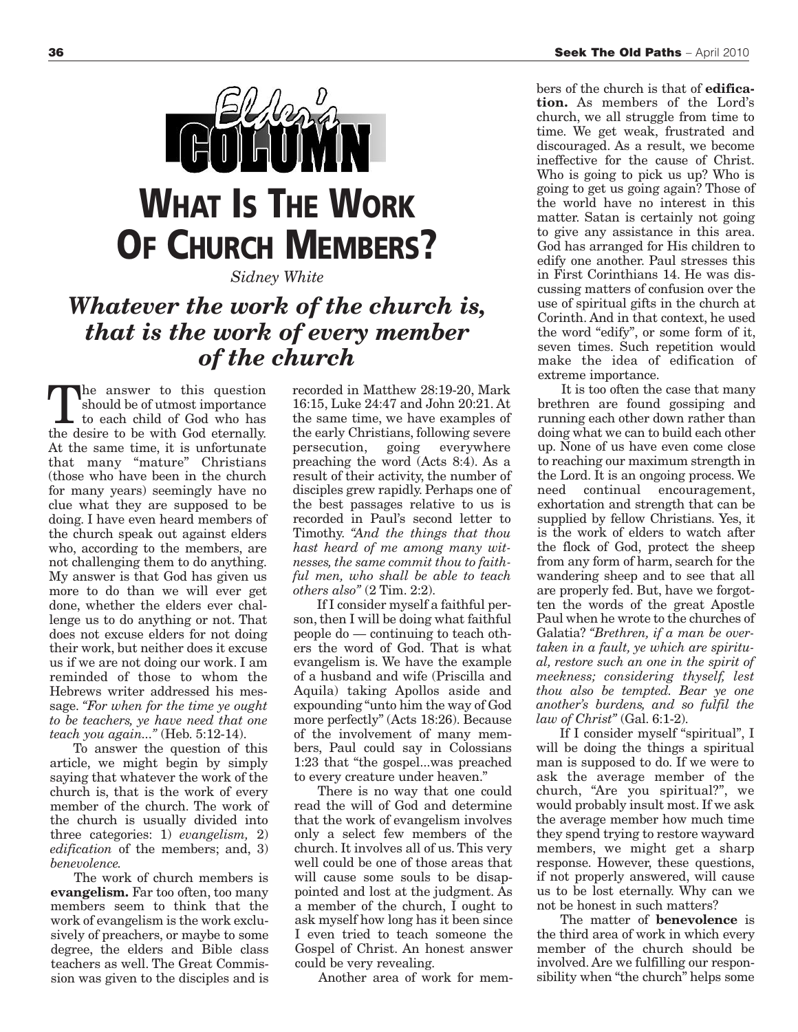Elder's Column

# What Is The Work Of Church Members?

*Sidney White*

## *Whatever the work of the church is, that is the work of every member of the church*

The answer to this question should be of utmost importance to each child of God who has the desire to be with God eternally. At the same time, it is unfortunate that many "mature" Christians (those who have been in the church for many years) seemingly have no clue what they are supposed to be doing. I have even heard members of the church speak out against elders who, according to the members, are not challenging them to do anything. My answer is that God has given us more to do than we will ever get done, whether the elders ever challenge us to do anything or not. That does not excuse elders for not doing their work, but neither does it excuse us if we are not doing our work. I am reminded of those to whom the Hebrews writer addressed his message. *"For when for the time ye ought to be teachers, ye have need that one teach you again..."* (Heb. 5:12-14).

To answer the question of this article, we might begin by simply saying that whatever the work of the church is, that is the work of every member of the church. The work of the church is usually divided into three categories: 1) *evangelism,* 2) *edification* of the members; and, 3) *benevolence.*

The work of church members is **evangelism.** Far too often, too many members seem to think that the work of evangelism is the work exclusively of preachers, or maybe to some degree, the elders and Bible class teachers as well. The Great Commission was given to the disciples and is recorded in Matthew 28:19-20, Mark 16:15, Luke 24:47 and John 20:21. At the same time, we have examples of the early Christians, following severe persecution, going everywhere preaching the word (Acts 8:4). As a result of their activity, the number of disciples grew rapidly. Perhaps one of the best passages relative to us is recorded in Paul's second letter to Timothy. *"And the things that thou hast heard of me among many witnesses, the same commit thou to faithful men, who shall be able to teach others also"* (2 Tim. 2:2).

If I consider myself a faithful person, then I will be doing what faithful people do — continuing to teach others the word of God. That is what evangelism is. We have the example of a husband and wife (Priscilla and Aquila) taking Apollos aside and expounding "unto him the way of God more perfectly" (Acts 18:26). Because of the involvement of many members, Paul could say in Colossians 1:23 that "the gospel...was preached to every creature under heaven."

There is no way that one could read the will of God and determine that the work of evangelism involves only a select few members of the church. It involves all of us. This very well could be one of those areas that will cause some souls to be disappointed and lost at the judgment. As a member of the church, I ought to ask myself how long has it been since I even tried to teach someone the Gospel of Christ. An honest answer could be very revealing.

Another area of work for members of the church is that of **edification.** As members of the Lord's church, we all struggle from time to time. We get weak, frustrated and discouraged. As a result, we become ineffective for the cause of Christ. Who is going to pick us up? Who is going to get us going again? Those of the world have no interest in this matter. Satan is certainly not going to give any assistance in this area. God has arranged for His children to edify one another. Paul stresses this in First Corinthians 14. He was discussing matters of confusion over the use of spiritual gifts in the church at Corinth. And in that context, he used the word "edify", or some form of it, seven times. Such repetition would make the idea of edification of extreme importance.

It is too often the case that many brethren are found gossiping and running each other down rather than doing what we can to build each other up. None of us have even come close to reaching our maximum strength in the Lord. It is an ongoing process. We need continual encouragement, exhortation and strength that can be supplied by fellow Christians. Yes, it is the work of elders to watch after the flock of God, protect the sheep from any form of harm, search for the wandering sheep and to see that all are properly fed. But, have we forgotten the words of the great Apostle Paul when he wrote to the churches of Galatia? *"Brethren, if a man be overtaken in a fault, ye which are spiritual, restore such an one in the spirit of meekness; considering thyself, lest thou also be tempted. Bear ye one another's burdens, and so fulfil the law of Christ"* (Gal. 6:1-2).

If I consider myself "spiritual", I will be doing the things a spiritual man is supposed to do. If we were to ask the average member of the church, "Are you spiritual?", we would probably insult most. If we ask the average member how much time they spend trying to restore wayward members, we might get a sharp response. However, these questions, if not properly answered, will cause us to be lost eternally. Why can we not be honest in such matters?

The matter of **benevolence** is the third area of work in which every member of the church should be involved. Are we fulfilling our responsibility when "the church" helps some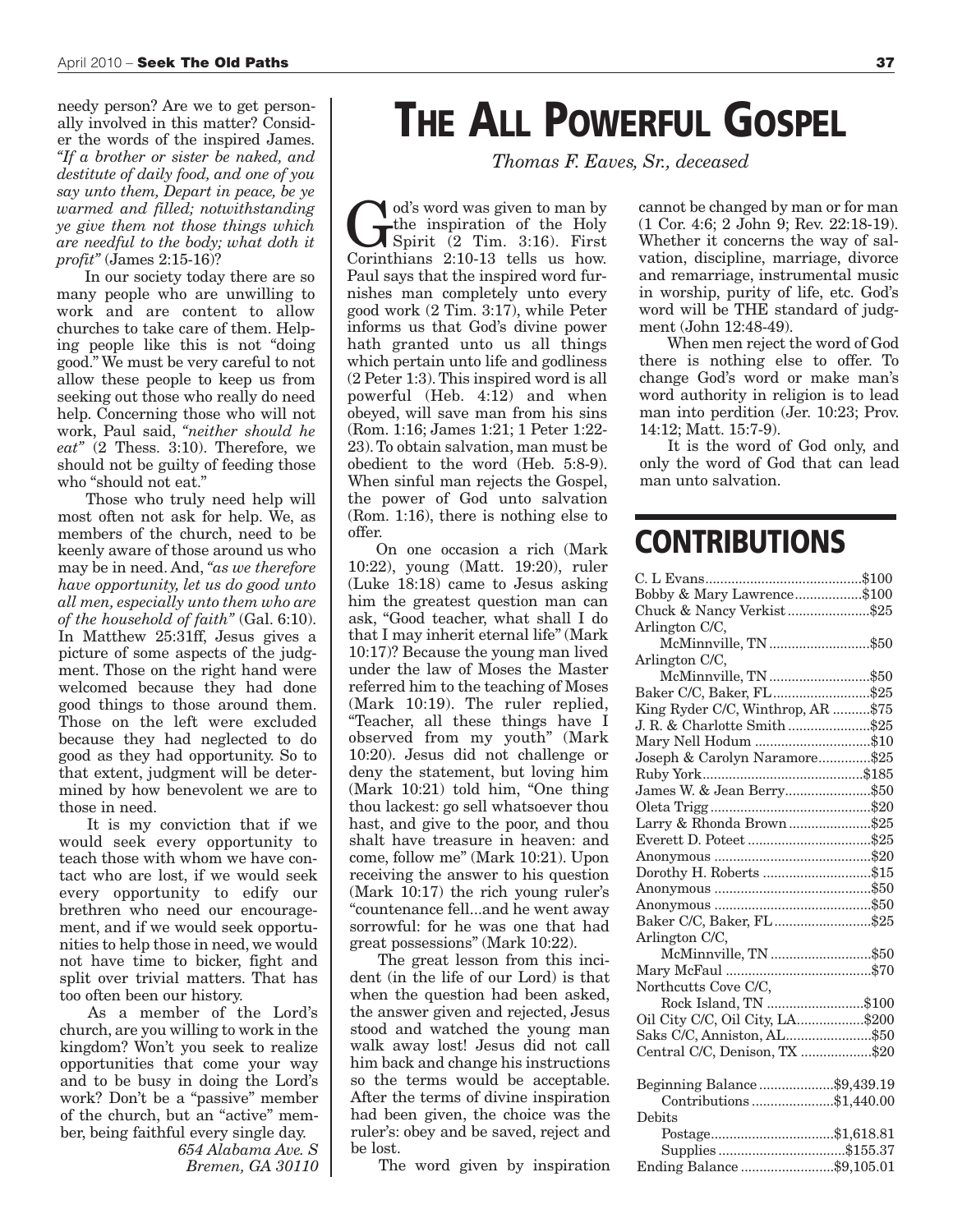needy person? Are we to get personally involved in this matter? Consider the words of the inspired James. *"If a brother or sister be naked, and destitute of daily food, and one of you say unto them, Depart in peace, be ye warmed and filled; notwithstanding ye give them not those things which are needful to the body; what doth it profit"* (James 2:15-16)?

In our society today there are so many people who are unwilling to work and are content to allow churches to take care of them. Helping people like this is not "doing good." We must be very careful to not allow these people to keep us from seeking out those who really do need help. Concerning those who will not work, Paul said, *"neither should he eat"* (2 Thess. 3:10). Therefore, we should not be guilty of feeding those who "should not eat."

Those who truly need help will most often not ask for help. We, as members of the church, need to be keenly aware of those around us who may be in need. And, *"as we therefore have opportunity, let us do good unto all men, especially unto them who are of the household of faith"* (Gal. 6:10). In Matthew 25:31ff, Jesus gives a picture of some aspects of the judgment. Those on the right hand were welcomed because they had done good things to those around them. Those on the left were excluded because they had neglected to do good as they had opportunity. So to that extent, judgment will be determined by how benevolent we are to those in need.

It is my conviction that if we would seek every opportunity to teach those with whom we have contact who are lost, if we would seek every opportunity to edify our brethren who need our encouragement, and if we would seek opportunities to help those in need, we would not have time to bicker, fight and split over trivial matters. That has too often been our history.

As a member of the Lord's church, are you willing to work in the kingdom? Won't you seek to realize opportunities that come your way and to be busy in doing the Lord's work? Don't be a "passive" member of the church, but an "active" member, being faithful every single day.

*654 Alabama Ave. S*
*Bremen, GA 30110*

# THE ALL POWERFUL GOSPEL

*Thomas F. Eaves, Sr., deceased*

God's word was given to man by the inspiration of the Holy Spirit (2 Tim. 3:16). First Corinthians 2:10-13 tells us how. Paul says that the inspired word furnishes man completely unto every good work (2 Tim. 3:17), while Peter informs us that God's divine power hath granted unto us all things which pertain unto life and godliness (2 Peter 1:3). This inspired word is all powerful (Heb. 4:12) and when obeyed, will save man from his sins (Rom. 1:16; James 1:21; 1 Peter 1:22-23). To obtain salvation, man must be obedient to the word (Heb. 5:8-9). When sinful man rejects the Gospel, the power of God unto salvation (Rom. 1:16), there is nothing else to offer.

On one occasion a rich (Mark 10:22), young (Matt. 19:20), ruler (Luke 18:18) came to Jesus asking him the greatest question man can ask, "Good teacher, what shall I do that I may inherit eternal life" (Mark 10:17)? Because the young man lived under the law of Moses the Master referred him to the teaching of Moses (Mark 10:19). The ruler replied, "Teacher, all these things have I observed from my youth" (Mark 10:20). Jesus did not challenge or deny the statement, but loving him (Mark 10:21) told him, "One thing thou lackest: go sell whatsoever thou hast, and give to the poor, and thou shalt have treasure in heaven: and come, follow me" (Mark 10:21). Upon receiving the answer to his question (Mark 10:17) the rich young ruler's "countenance fell...and he went away sorrowful: for he was one that had great possessions" (Mark 10:22).

The great lesson from this incident (in the life of our Lord) is that when the question had been asked, the answer given and rejected, Jesus stood and watched the young man walk away lost! Jesus did not call him back and change his instructions so the terms would be acceptable. After the terms of divine inspiration had been given, the choice was the ruler's: obey and be saved, reject and be lost.

The word given by inspiration cannot be changed by man or for man (1 Cor. 4:6; 2 John 9; Rev. 22:18-19). Whether it concerns the way of salvation, discipline, marriage, divorce and remarriage, instrumental music in worship, purity of life, etc. God's word will be THE standard of judgment (John 12:48-49).

When men reject the word of God there is nothing else to offer. To change God's word or make man's word authority in religion is to lead man into perdition (Jer. 10:23; Prov. 14:12; Matt. 15:7-9).

It is the word of God only, and only the word of God that can lead man unto salvation.

# CONTRIBUTIONS

| | |
|---|---|
| C. L Evans | $100 |
| Bobby & Mary Lawrence | $100 |
| Chuck & Nancy Verkist | $25 |
| Arlington C/C, McMinnville, TN | $50 |
| Arlington C/C, McMinnville, TN | $50 |
| Baker C/C, Baker, FL | $25 |
| King Ryder C/C, Winthrop, AR | $75 |
| J. R. & Charlotte Smith | $25 |
| Mary Nell Hodum | $10 |
| Joseph & Carolyn Naramore | $25 |
| Ruby York | $185 |
| James W. & Jean Berry | $50 |
| Oleta Trigg | $20 |
| Larry & Rhonda Brown | $25 |
| Everett D. Poteet | $25 |
| Anonymous | $20 |
| Dorothy H. Roberts | $15 |
| Anonymous | $50 |
| Anonymous | $50 |
| Baker C/C, Baker, FL | $25 |
| Arlington C/C, McMinnville, TN | $50 |
| Mary McFaul | $70 |
| Northcutts Cove C/C, Rock Island, TN | $100 |
| Oil City C/C, Oil City, LA | $200 |
| Saks C/C, Anniston, AL | $50 |
| Central C/C, Denison, TX | $20 |

| | |
|---|---|
| Beginning Balance | $9,439.19 |
| Contributions | $1,440.00 |
| Debits | |
| Postage | $1,618.81 |
| Supplies | $155.37 |
| Ending Balance | $9,105.01 |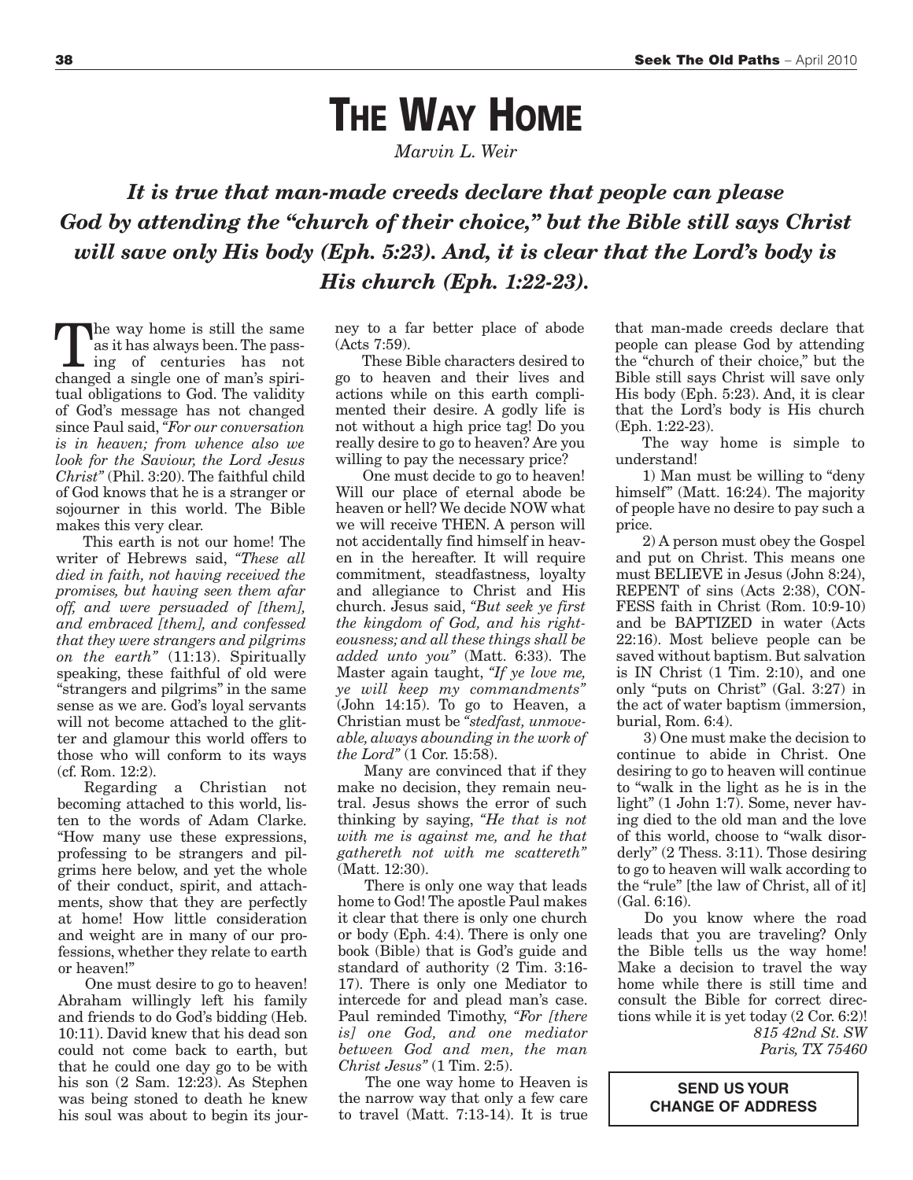# THE WAY HOME

*Marvin L. Weir*

***It is true that man-made creeds declare that people can please God by attending the "church of their choice," but the Bible still says Christ will save only His body (Eph. 5:23). And, it is clear that the Lord's body is His church (Eph. 1:22-23).***

The way home is still the same as it has always been. The passing of centuries has not changed a single one of man's spiritual obligations to God. The validity of God's message has not changed since Paul said, *"For our conversation is in heaven; from whence also we look for the Saviour, the Lord Jesus Christ"* (Phil. 3:20). The faithful child of God knows that he is a stranger or sojourner in this world. The Bible makes this very clear.

This earth is not our home! The writer of Hebrews said, *"These all died in faith, not having received the promises, but having seen them afar off, and were persuaded of [them], and embraced [them], and confessed that they were strangers and pilgrims on the earth"* (11:13). Spiritually speaking, these faithful of old were "strangers and pilgrims" in the same sense as we are. God's loyal servants will not become attached to the glitter and glamour this world offers to those who will conform to its ways (cf. Rom. 12:2).

Regarding a Christian not becoming attached to this world, listen to the words of Adam Clarke. "How many use these expressions, professing to be strangers and pilgrims here below, and yet the whole of their conduct, spirit, and attachments, show that they are perfectly at home! How little consideration and weight are in many of our professions, whether they relate to earth or heaven!"

One must desire to go to heaven! Abraham willingly left his family and friends to do God's bidding (Heb. 10:11). David knew that his dead son could not come back to earth, but that he could one day go to be with his son (2 Sam. 12:23). As Stephen was being stoned to death he knew his soul was about to begin its journey to a far better place of abode (Acts 7:59).

These Bible characters desired to go to heaven and their lives and actions while on this earth complimented their desire. A godly life is not without a high price tag! Do you really desire to go to heaven? Are you willing to pay the necessary price?

One must decide to go to heaven! Will our place of eternal abode be heaven or hell? We decide NOW what we will receive THEN. A person will not accidentally find himself in heaven in the hereafter. It will require commitment, steadfastness, loyalty and allegiance to Christ and His church. Jesus said, *"But seek ye first the kingdom of God, and his righteousness; and all these things shall be added unto you"* (Matt. 6:33). The Master again taught, *"If ye love me, ye will keep my commandments"* (John 14:15). To go to Heaven, a Christian must be *"stedfast, unmoveable, always abounding in the work of the Lord"* (1 Cor. 15:58).

Many are convinced that if they make no decision, they remain neutral. Jesus shows the error of such thinking by saying, *"He that is not with me is against me, and he that gathereth not with me scattereth"* (Matt. 12:30).

There is only one way that leads home to God! The apostle Paul makes it clear that there is only one church or body (Eph. 4:4). There is only one book (Bible) that is God's guide and standard of authority (2 Tim. 3:16-17). There is only one Mediator to intercede for and plead man's case. Paul reminded Timothy, *"For [there is] one God, and one mediator between God and men, the man Christ Jesus"* (1 Tim. 2:5).

The one way home to Heaven is the narrow way that only a few care to travel (Matt. 7:13-14). It is true that man-made creeds declare that people can please God by attending the "church of their choice," but the Bible still says Christ will save only His body (Eph. 5:23). And, it is clear that the Lord's body is His church (Eph. 1:22-23).

The way home is simple to understand!

1) Man must be willing to "deny himself" (Matt. 16:24). The majority of people have no desire to pay such a price.

2) A person must obey the Gospel and put on Christ. This means one must BELIEVE in Jesus (John 8:24), REPENT of sins (Acts 2:38), CONFESS faith in Christ (Rom. 10:9-10) and be BAPTIZED in water (Acts 22:16). Most believe people can be saved without baptism. But salvation is IN Christ (1 Tim. 2:10), and one only "puts on Christ" (Gal. 3:27) in the act of water baptism (immersion, burial, Rom. 6:4).

3) One must make the decision to continue to abide in Christ. One desiring to go to heaven will continue to "walk in the light as he is in the light" (1 John 1:7). Some, never having died to the old man and the love of this world, choose to "walk disorderly" (2 Thess. 3:11). Those desiring to go to heaven will walk according to the "rule" [the law of Christ, all of it] (Gal. 6:16).

Do you know where the road leads that you are traveling? Only the Bible tells us the way home! Make a decision to travel the way home while there is still time and consult the Bible for correct directions while it is yet today (2 Cor. 6:2)!

*815 42nd St. SW*
*Paris, TX 75460*

**SEND US YOUR CHANGE OF ADDRESS**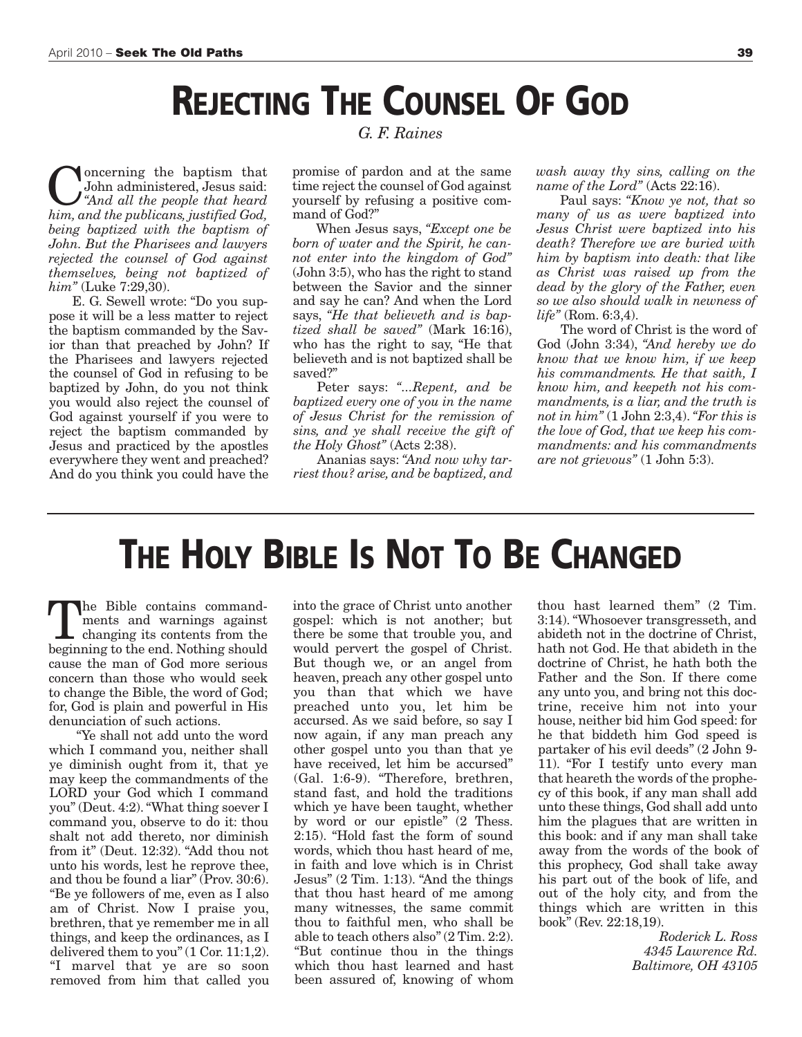# REJECTING THE COUNSEL OF GOD

*G. F. Raines*

Concerning the baptism that John administered, Jesus said: *"And all the people that heard him, and the publicans, justified God, being baptized with the baptism of John. But the Pharisees and lawyers rejected the counsel of God against themselves, being not baptized of him"* (Luke 7:29,30).

E. G. Sewell wrote: "Do you suppose it will be a less matter to reject the baptism commanded by the Savior than that preached by John? If the Pharisees and lawyers rejected the counsel of God in refusing to be baptized by John, do you not think you would also reject the counsel of God against yourself if you were to reject the baptism commanded by Jesus and practiced by the apostles everywhere they went and preached? And do you think you could have the promise of pardon and at the same time reject the counsel of God against yourself by refusing a positive command of God?"

When Jesus says, *"Except one be born of water and the Spirit, he cannot enter into the kingdom of God"* (John 3:5), who has the right to stand between the Savior and the sinner and say he can? And when the Lord says, *"He that believeth and is baptized shall be saved"* (Mark 16:16), who has the right to say, "He that believeth and is not baptized shall be saved?"

Peter says: *"...Repent, and be baptized every one of you in the name of Jesus Christ for the remission of sins, and ye shall receive the gift of the Holy Ghost"* (Acts 2:38).

Ananias says: *"And now why tarriest thou? arise, and be baptized, and wash away thy sins, calling on the name of the Lord"* (Acts 22:16).

Paul says: *"Know ye not, that so many of us as were baptized into Jesus Christ were baptized into his death? Therefore we are buried with him by baptism into death: that like as Christ was raised up from the dead by the glory of the Father, even so we also should walk in newness of life"* (Rom. 6:3,4).

The word of Christ is the word of God (John 3:34), *"And hereby we do know that we know him, if we keep his commandments. He that saith, I know him, and keepeth not his commandments, is a liar, and the truth is not in him"* (1 John 2:3,4). *"For this is the love of God, that we keep his commandments: and his commandments are not grievous"* (1 John 5:3).

# THE HOLY BIBLE IS NOT TO BE CHANGED

The Bible contains commandments and warnings against changing its contents from the beginning to the end. Nothing should cause the man of God more serious concern than those who would seek to change the Bible, the word of God; for, God is plain and powerful in His denunciation of such actions.

"Ye shall not add unto the word which I command you, neither shall ye diminish ought from it, that ye may keep the commandments of the LORD your God which I command you" (Deut. 4:2). "What thing soever I command you, observe to do it: thou shalt not add thereto, nor diminish from it" (Deut. 12:32). "Add thou not unto his words, lest he reprove thee, and thou be found a liar" (Prov. 30:6). "Be ye followers of me, even as I also am of Christ. Now I praise you, brethren, that ye remember me in all things, and keep the ordinances, as I delivered them to you" (1 Cor. 11:1,2). "I marvel that ye are so soon removed from him that called you into the grace of Christ unto another gospel: which is not another; but there be some that trouble you, and would pervert the gospel of Christ. But though we, or an angel from heaven, preach any other gospel unto you than that which we have preached unto you, let him be accursed. As we said before, so say I now again, if any man preach any other gospel unto you than that ye have received, let him be accursed" (Gal. 1:6-9). "Therefore, brethren, stand fast, and hold the traditions which ye have been taught, whether by word or our epistle" (2 Thess. 2:15). "Hold fast the form of sound words, which thou hast heard of me, in faith and love which is in Christ Jesus" (2 Tim. 1:13). "And the things that thou hast heard of me among many witnesses, the same commit thou to faithful men, who shall be able to teach others also" (2 Tim. 2:2). "But continue thou in the things which thou hast learned and hast been assured of, knowing of whom thou hast learned them" (2 Tim. 3:14). "Whosoever transgresseth, and abideth not in the doctrine of Christ, hath not God. He that abideth in the doctrine of Christ, he hath both the Father and the Son. If there come any unto you, and bring not this doctrine, receive him not into your house, neither bid him God speed: for he that biddeth him God speed is partaker of his evil deeds" (2 John 9-11). "For I testify unto every man that heareth the words of the prophecy of this book, if any man shall add unto these things, God shall add unto him the plagues that are written in this book: and if any man shall take away from the words of the book of this prophecy, God shall take away his part out of the book of life, and out of the holy city, and from the things which are written in this book" (Rev. 22:18,19).

*Roderick L. Ross*
*4345 Lawrence Rd.*
*Baltimore, OH 43105*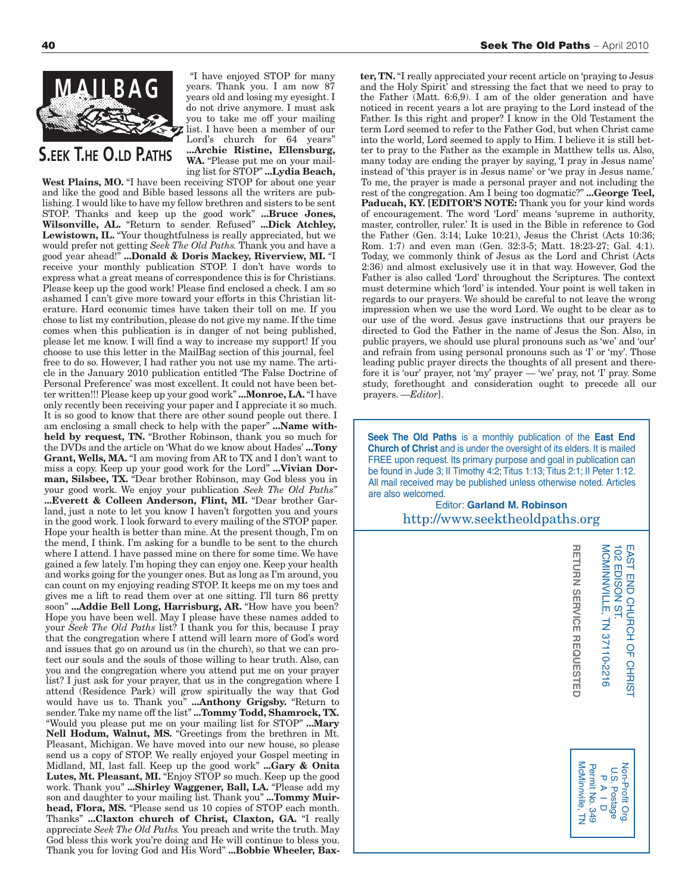# MAILBAG

## Seek The Old Paths

"I have enjoyed STOP for many years. Thank you. I am now 87 years old and losing my eyesight. I do not drive anymore. I must ask you to take me off your mailing list. I have been a member of our Lord's church for 64 years" **...Archie Ristine, Ellensburg, WA.** "Please put me on your mailing list for STOP" **...Lydia Beach, West Plains, MO.** "I have been receiving STOP for about one year and like the good and Bible based lessons all the writers are publishing. I would like to have my fellow brethren and sisters to be sent STOP. Thanks and keep up the good work" **...Bruce Jones, Wilsonville, AL.** "Return to sender. Refused" **...Dick Atchley, Lewistown, IL.** "Your thoughtfulness is really appreciated, but we would prefer not getting *Seek The Old Paths.* Thank you and have a good year ahead!" **...Donald & Doris Mackey, Riverview, MI.** "I receive your monthly publication STOP. I don't have words to express what a great means of correspondence this is for Christians. Please keep up the good work! Please find enclosed a check. I am so ashamed I can't give more toward your efforts in this Christian literature. Hard economic times have taken their toll on me. If you chose to list my contribution, please do not give my name. If the time comes when this publication is in danger of not being published, please let me know. I will find a way to increase my support! If you choose to use this letter in the MailBag section of this journal, feel free to do so. However, I had rather you not use my name. The article in the January 2010 publication entitled 'The False Doctrine of Personal Preference' was most excellent. It could not have been better written!!! Please keep up your good work" **...Monroe, LA.** "I have only recently been receiving your paper and I appreciate it so much. It is so good to know that there are other sound people out there. I am enclosing a small check to help with the paper" **...Name withheld by request, TN.** "Brother Robinson, thank you so much for the DVDs and the article on 'What do we know about Hades'" **...Tony Grant, Wells, MA.** "I am moving from AR to TX and I don't want to miss a copy. Keep up your good work for the Lord" **...Vivian Dorman, Silsbee, TX.** "Dear brother Robinson, may God bless you in your good work. We enjoy your publication *Seek The Old Paths*" **...Everett & Colleen Anderson, Flint, MI.** "Dear brother Garland, just a note to let you know I haven't forgotten you and yours in the good work. I look forward to every mailing of the STOP paper. Hope your health is better than mine. At the present though, I'm on the mend, I think. I'm asking for a bundle to be sent to the church where I attend. I have passed mine on there for some time. We have gained a few lately. I'm hoping they can enjoy one. Keep your health and works going for the younger ones. But as long as I'm around, you can count on my enjoying reading STOP. It keeps me on my toes and gives me a lift to read them over at one sitting. I'll turn 86 pretty soon" **...Addie Bell Long, Harrisburg, AR.** "How have you been? Hope you have been well. May I please have these names added to your *Seek The Old Paths* list? I thank you for this, because I pray that the congregation where I attend will learn more of God's word and issues that go on around us (in the church), so that we can protect our souls and the souls of those willing to hear truth. Also, can you and the congregation where you attend put me on your prayer list? I just ask for your prayer, that us in the congregation where I attend (Residence Park) will grow spiritually the way that God would have us to. Thank you" **...Anthony Grigsby.** "Return to sender. Take my name off the list" **...Tommy Todd, Shamrock, TX.** "Would you please put me on your mailing list for STOP" **...Mary Nell Hodum, Walnut, MS.** "Greetings from the brethren in Mt. Pleasant, Michigan. We have moved into our new house, so please send us a copy of STOP. We really enjoyed your Gospel meeting in Midland, MI, last fall. Keep up the good work" **...Gary & Onita Lutes, Mt. Pleasant, MI.** "Enjoy STOP so much. Keep up the good work. Thank you" **...Shirley Waggener, Ball, LA.** "Please add my son and daughter to your mailing list. Thank you" **...Tommy Muirhead, Flora, MS.** "Please send us 10 copies of STOP each month. Thanks" **...Claxton church of Christ, Claxton, GA.** "I really appreciate *Seek The Old Paths.* You preach and write the truth. May God bless this work you're doing and He will continue to bless you. Thank you for loving God and His Word" **...Bobbie Wheeler, Baxter, TN.** "I really appreciated your recent article on 'praying to Jesus and the Holy Spirit' and stressing the fact that we need to pray to the Father (Matt. 6:6,9). I am of the older generation and have noticed in recent years a lot are praying to the Lord instead of the Father. Is this right and proper? I know in the Old Testament the term Lord seemed to refer to the Father God, but when Christ came into the world, Lord seemed to apply to Him. I believe it is still better to pray to the Father as the example in Matthew tells us. Also, many today are ending the prayer by saying, 'I pray in Jesus name' instead of 'this prayer is in Jesus name' or 'we pray in Jesus name.' To me, the prayer is made a personal prayer and not including the rest of the congregation. Am I being too dogmatic?" **...George Teel, Paducah, KY. [EDITOR'S NOTE:** Thank you for your kind words of encouragement. The word 'Lord' means 'supreme in authority, master, controller, ruler.' It is used in the Bible in reference to God the Father (Gen. 3:14; Luke 10:21), Jesus the Christ (Acts 10:36; Rom. 1:7) and even man (Gen. 32:3-5; Matt. 18:23-27; Gal. 4:1). Today, we commonly think of Jesus as the Lord and Christ (Acts 2:36) and almost exclusively use it in that way. However, God the Father is also called 'Lord' throughout the Scriptures. The context must determine which 'lord' is intended. Your point is well taken in regards to our prayers. We should be careful to not leave the wrong impression when we use the word Lord. We ought to be clear as to our use of the word. Jesus gave instructions that our prayers be directed to God the Father in the name of Jesus the Son. Also, in public prayers, we should use plural pronouns such as 'we' and 'our' and refrain from using personal pronouns such as 'I' or 'my'. Those leading public prayer directs the thoughts of all present and therefore it is 'our' prayer, not 'my' prayer — 'we' pray, not 'I' pray. Some study, forethought and consideration ought to precede all our prayers. *—Editor*].

---

**Seek The Old Paths** is a monthly publication of the **East End Church of Christ** and is under the oversight of its elders. It is mailed FREE upon request. Its primary purpose and goal in publication can be found in Jude 3; II Timothy 4:2; Titus 1:13; Titus 2:1; II Peter 1:12. All mail received may be published unless otherwise noted. Articles are also welcomed.

Editor: **Garland M. Robinson**

http://www.seektheoldpaths.org

EAST END CHURCH OF CHRIST
102 EDISON ST.
MCMINNVILLE, TN 37110-2216

**RETURN SERVICE REQUESTED**

Non-Profit Org.
U.S. Postage
P A I D
Permit No. 349
McMinnville, TN